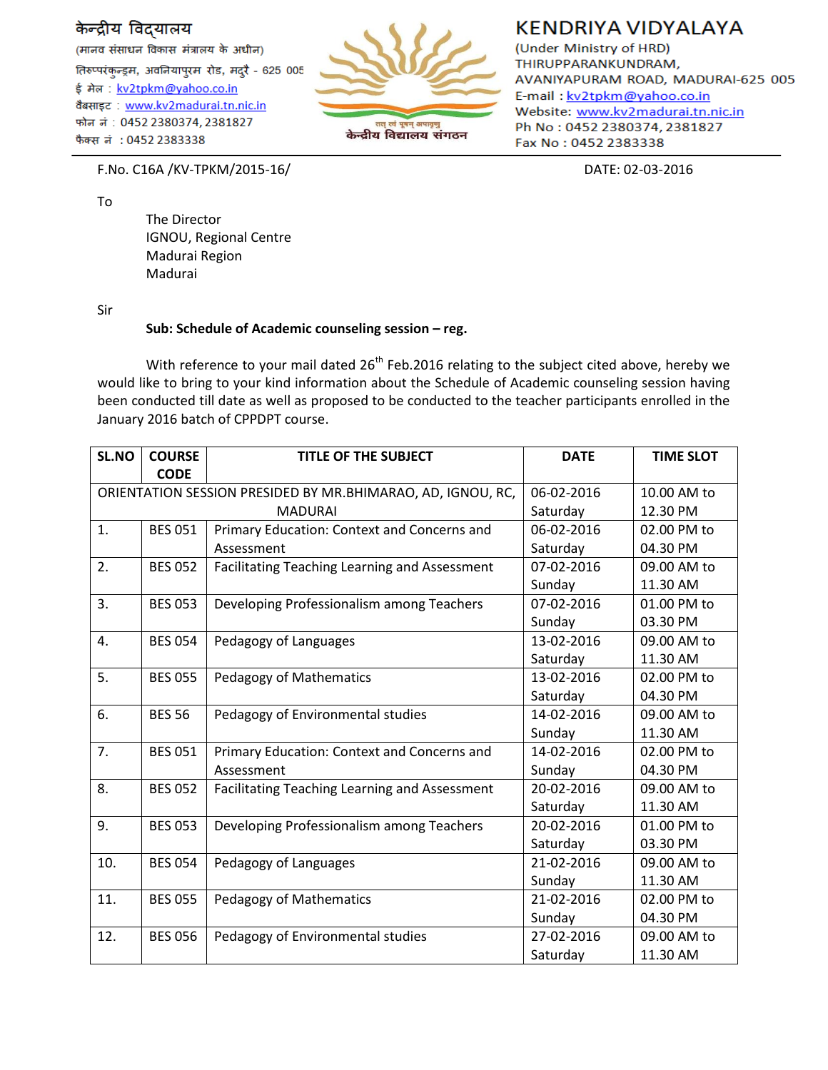केन्द्रीय विद्यालय
(मानव संसाधन विकास मंत्रालय के अधीन)
तिरुप्परंकुन्ड्रम, अवनियापुरम रोड, मदुरै - 625 005
ई मेल : kv2tpkm@yahoo.co.in
वैबसाइट : www.kv2madurai.tn.nic.in
फोन नं : 0452 2380374, 2381827
फैक्स नं : 0452 2383338

केन्द्रीय विद्यालय संगठन

# KENDRIYA VIDYALAYA

(Under Ministry of HRD)
THIRUPPARANKUNDRAM,
AVANIYAPURAM ROAD, MADURAI-625 005
E-mail : kv2tpkm@yahoo.co.in
Website: www.kv2madurai.tn.nic.in
Ph No : 0452 2380374, 2381827
Fax No : 0452 2383338

F.No. C16A /KV-TPKM/2015-16/ DATE: 02-03-2016

To

The Director
IGNOU, Regional Centre
Madurai Region
Madurai

Sir

**Sub: Schedule of Academic counseling session – reg.**

With reference to your mail dated 26th Feb.2016 relating to the subject cited above, hereby we would like to bring to your kind information about the Schedule of Academic counseling session having been conducted till date as well as proposed to be conducted to the teacher participants enrolled in the January 2016 batch of CPPDPT course.

| SL.NO | COURSE CODE | TITLE OF THE SUBJECT | DATE | TIME SLOT |
|---|---|---|---|---|
| ORIENTATION SESSION PRESIDED BY MR.BHIMARAO, AD, IGNOU, RC, MADURAI | | | 06-02-2016 Saturday | 10.00 AM to 12.30 PM |
| 1. | BES 051 | Primary Education: Context and Concerns and Assessment | 06-02-2016 Saturday | 02.00 PM to 04.30 PM |
| 2. | BES 052 | Facilitating Teaching Learning and Assessment | 07-02-2016 Sunday | 09.00 AM to 11.30 AM |
| 3. | BES 053 | Developing Professionalism among Teachers | 07-02-2016 Sunday | 01.00 PM to 03.30 PM |
| 4. | BES 054 | Pedagogy of Languages | 13-02-2016 Saturday | 09.00 AM to 11.30 AM |
| 5. | BES 055 | Pedagogy of Mathematics | 13-02-2016 Saturday | 02.00 PM to 04.30 PM |
| 6. | BES 56 | Pedagogy of Environmental studies | 14-02-2016 Sunday | 09.00 AM to 11.30 AM |
| 7. | BES 051 | Primary Education: Context and Concerns and Assessment | 14-02-2016 Sunday | 02.00 PM to 04.30 PM |
| 8. | BES 052 | Facilitating Teaching Learning and Assessment | 20-02-2016 Saturday | 09.00 AM to 11.30 AM |
| 9. | BES 053 | Developing Professionalism among Teachers | 20-02-2016 Saturday | 01.00 PM to 03.30 PM |
| 10. | BES 054 | Pedagogy of Languages | 21-02-2016 Sunday | 09.00 AM to 11.30 AM |
| 11. | BES 055 | Pedagogy of Mathematics | 21-02-2016 Sunday | 02.00 PM to 04.30 PM |
| 12. | BES 056 | Pedagogy of Environmental studies | 27-02-2016 Saturday | 09.00 AM to 11.30 AM |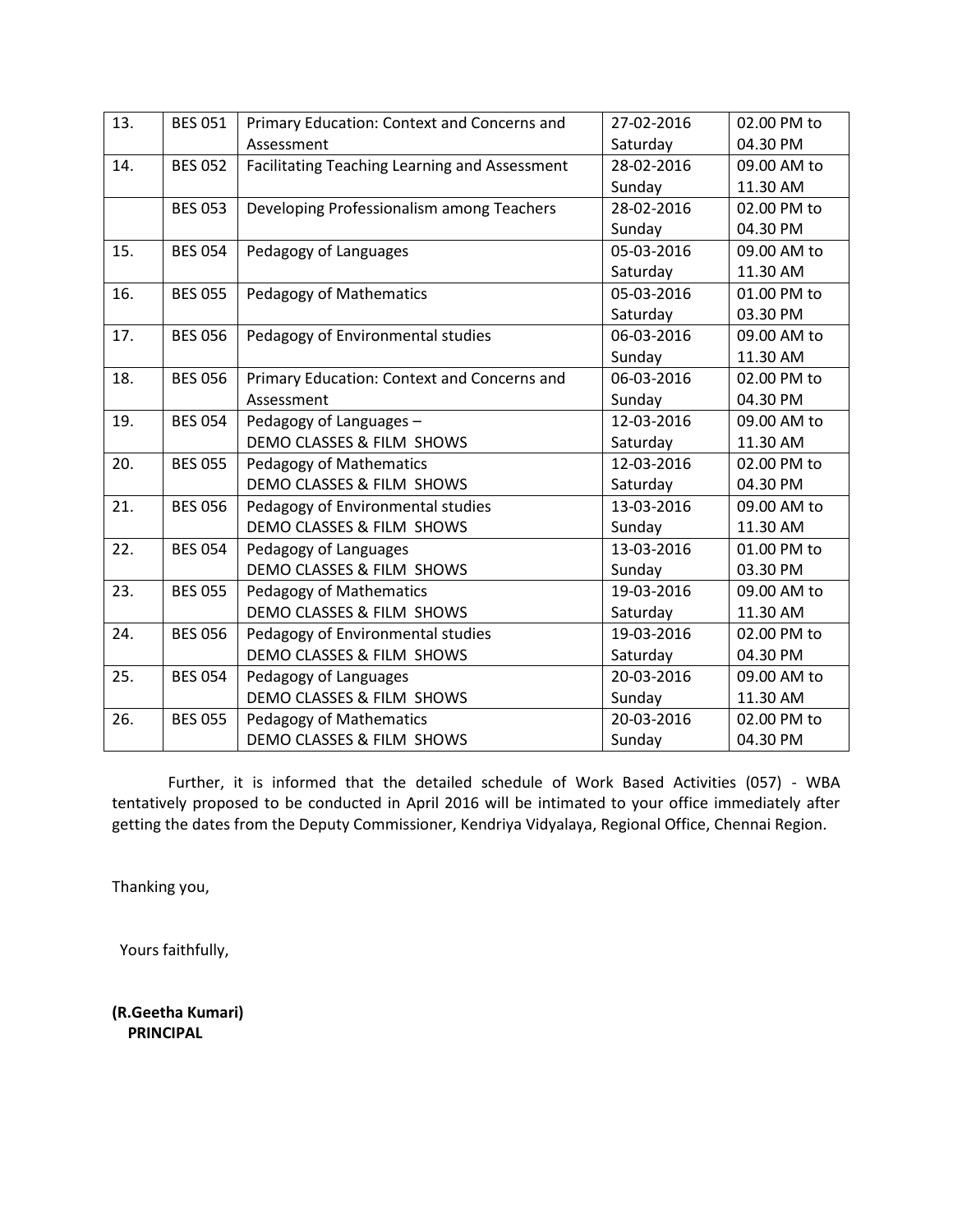| | | | | |
|---|---|---|---|---|
| 13. | BES 051 | Primary Education: Context and Concerns and Assessment | 27-02-2016 Saturday | 02.00 PM to 04.30 PM |
| 14. | BES 052 | Facilitating Teaching Learning and Assessment | 28-02-2016 Sunday | 09.00 AM to 11.30 AM |
| | BES 053 | Developing Professionalism among Teachers | 28-02-2016 Sunday | 02.00 PM to 04.30 PM |
| 15. | BES 054 | Pedagogy of Languages | 05-03-2016 Saturday | 09.00 AM to 11.30 AM |
| 16. | BES 055 | Pedagogy of Mathematics | 05-03-2016 Saturday | 01.00 PM to 03.30 PM |
| 17. | BES 056 | Pedagogy of Environmental studies | 06-03-2016 Sunday | 09.00 AM to 11.30 AM |
| 18. | BES 056 | Primary Education: Context and Concerns and Assessment | 06-03-2016 Sunday | 02.00 PM to 04.30 PM |
| 19. | BES 054 | Pedagogy of Languages – DEMO CLASSES & FILM SHOWS | 12-03-2016 Saturday | 09.00 AM to 11.30 AM |
| 20. | BES 055 | Pedagogy of Mathematics DEMO CLASSES & FILM SHOWS | 12-03-2016 Saturday | 02.00 PM to 04.30 PM |
| 21. | BES 056 | Pedagogy of Environmental studies DEMO CLASSES & FILM SHOWS | 13-03-2016 Sunday | 09.00 AM to 11.30 AM |
| 22. | BES 054 | Pedagogy of Languages DEMO CLASSES & FILM SHOWS | 13-03-2016 Sunday | 01.00 PM to 03.30 PM |
| 23. | BES 055 | Pedagogy of Mathematics DEMO CLASSES & FILM SHOWS | 19-03-2016 Saturday | 09.00 AM to 11.30 AM |
| 24. | BES 056 | Pedagogy of Environmental studies DEMO CLASSES & FILM SHOWS | 19-03-2016 Saturday | 02.00 PM to 04.30 PM |
| 25. | BES 054 | Pedagogy of Languages DEMO CLASSES & FILM SHOWS | 20-03-2016 Sunday | 09.00 AM to 11.30 AM |
| 26. | BES 055 | Pedagogy of Mathematics DEMO CLASSES & FILM SHOWS | 20-03-2016 Sunday | 02.00 PM to 04.30 PM |

Further, it is informed that the detailed schedule of Work Based Activities (057) - WBA tentatively proposed to be conducted in April 2016 will be intimated to your office immediately after getting the dates from the Deputy Commissioner, Kendriya Vidyalaya, Regional Office, Chennai Region.

Thanking you,

Yours faithfully,

**(R.Geetha Kumari)**
**PRINCIPAL**